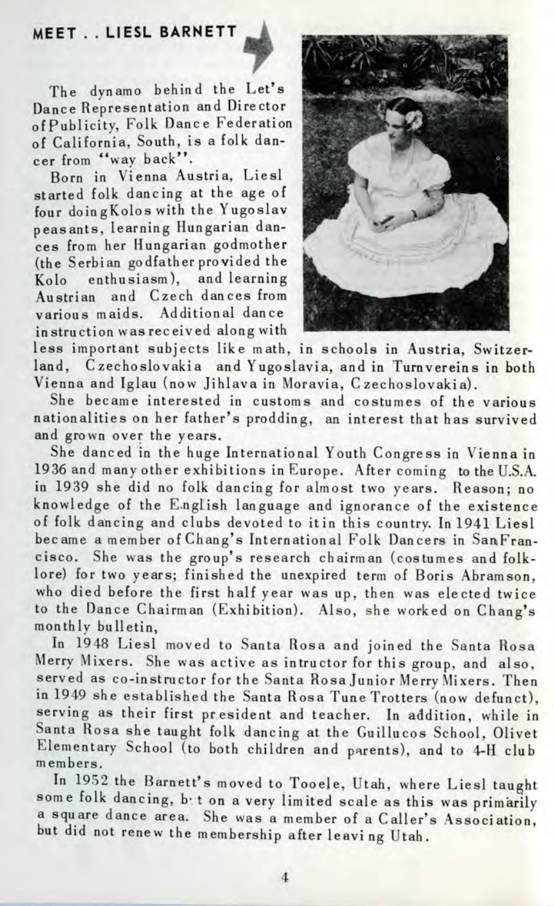## MEET . . LIESL BARNETT

The dynamo behind the Let's Dance Representation and Director of Publicity, Folk Dance Federation of California, South, is a folk dancer from "way back".

Born in Vienna Austria, Liesl started folk dancing at the age of four doingKolos with the Yugoslav peasants, learning Hungarian dances from her Hungarian godmother (the Serbian godfather provided the Kolo enthusiasm), and learning Austrian and Czech dances from various maids. Additional dance instruction was received along with less important subjects like math, in schools in Austria, Switzerland, Czechoslovakia and Yugoslavia, and in Turnvereins in both Vienna and Iglau (now Jihlava in Moravia, Czechoslovakia).

She became interested in customs and costumes of the various nationalities on her father's prodding, an interest that has survived and grown over the years.

She danced in the huge International Youth Congress in Vienna in 1936 and many other exhibitions in Europe. After coming to the U.S.A. in 1939 she did no folk dancing for almost two years. Reason; no knowledge of the English language and ignorance of the existence of folk dancing and clubs devoted to itin this country. In 1941 Liesl became a member of Chang's International Folk Dancers in San Francisco. She was the group's research chairman (costumes and folklore) for two years; finished the unexpired term of Boris Abramson, who died before the first half year was up, then was elected twice to the Dance Chairman (Exhibition). Also, she worked on Chang's monthly bulletin,

In 1948 Liesl moved to Santa Rosa and joined the Santa Rosa Merry Mixers. She was active as intructor for this group, and also, served as co-instructor for the Santa Rosa Junior Merry Mixers. Then in 1949 she established the Santa Rosa Tune Trotters (now defunct), serving as their first president and teacher. In addition, while in Santa Rosa she taught folk dancing at the Guillucos School, Olivet Elementary School (to both children and parents), and to 4-H club members.

In 1952 the Barnett's moved to Tooele, Utah, where Liesl taught some folk dancing, but on a very limited scale as this was primarily a square dance area. She was a member of a Caller's Association, but did not renew the membership after leaving Utah.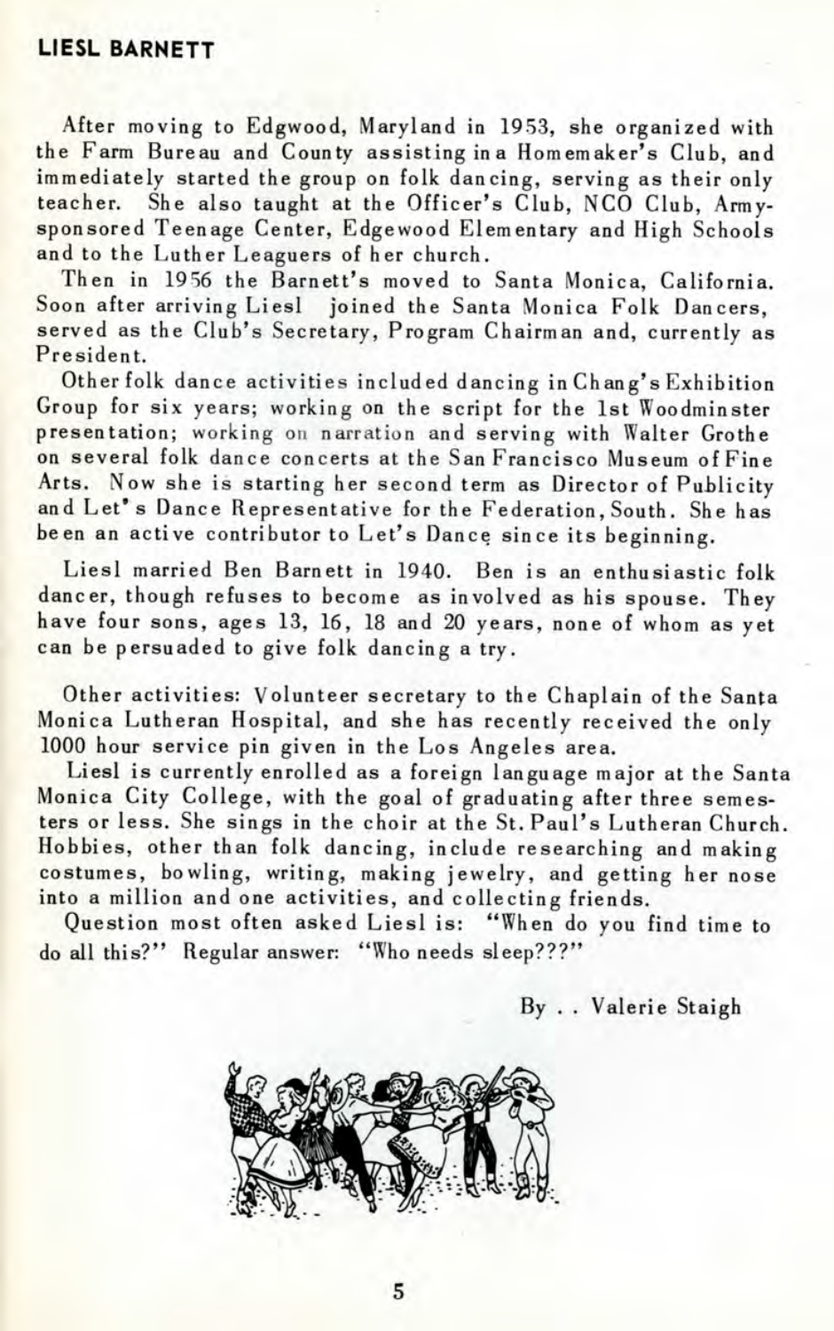## LIESL BARNETT

After moving to Edgwood, Maryland in 1953, she organized with the Farm Bureau and County assisting in a Homemaker's Club, and immediately started the group on folk dancing, serving as their only teacher. She also taught at the Officer's Club, NCO Club, Army-sponsored Teenage Center, Edgewood Elementary and High Schools and to the Luther Leaguers of her church.

Then in 1956 the Barnett's moved to Santa Monica, California. Soon after arriving Liesl joined the Santa Monica Folk Dancers, served as the Club's Secretary, Program Chairman and, currently as President.

Other folk dance activities included dancing in Chang's Exhibition Group for six years; working on the script for the 1st Woodminster presentation; working on narration and serving with Walter Grothe on several folk dance concerts at the San Francisco Museum of Fine Arts. Now she is starting her second term as Director of Publicity and Let's Dance Representative for the Federation, South. She has been an active contributor to Let's Dance since its beginning.

Liesl married Ben Barnett in 1940. Ben is an enthusiastic folk dancer, though refuses to become as involved as his spouse. They have four sons, ages 13, 16, 18 and 20 years, none of whom as yet can be persuaded to give folk dancing a try.

Other activities: Volunteer secretary to the Chaplain of the Santa Monica Lutheran Hospital, and she has recently received the only 1000 hour service pin given in the Los Angeles area.

Liesl is currently enrolled as a foreign language major at the Santa Monica City College, with the goal of graduating after three semesters or less. She sings in the choir at the St. Paul's Lutheran Church. Hobbies, other than folk dancing, include researching and making costumes, bowling, writing, making jewelry, and getting her nose into a million and one activities, and collecting friends.

Question most often asked Liesl is: "When do you find time to do all this?" Regular answer: "Who needs sleep???"

By . . Valerie Staigh